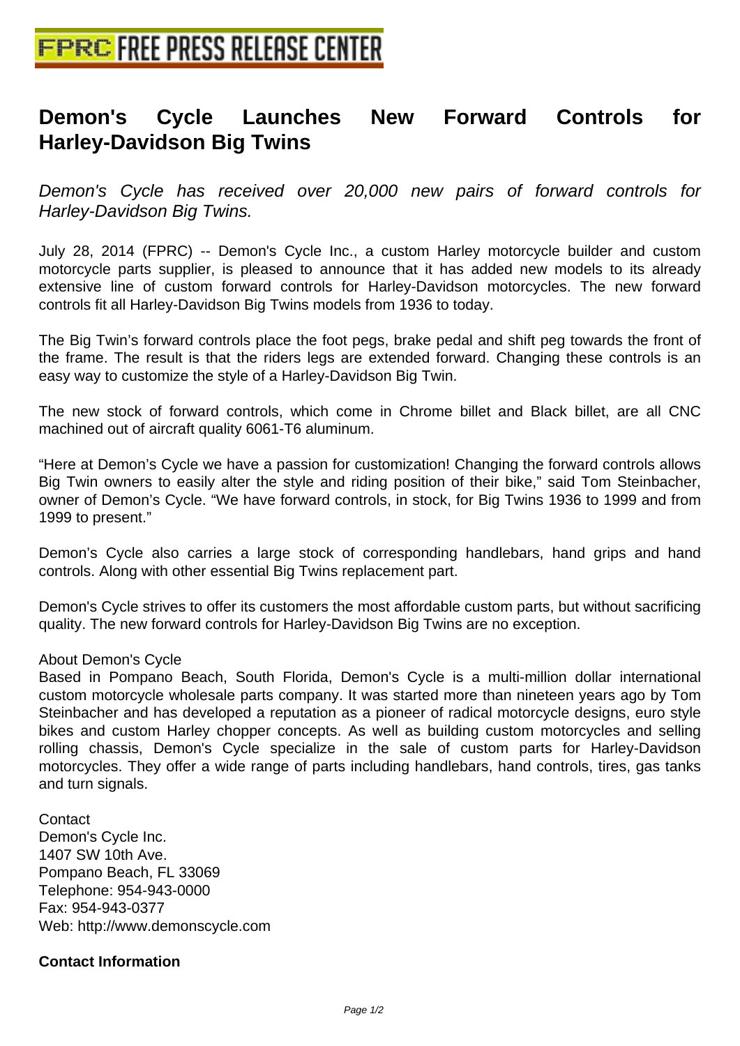# Demon's Cycle Launches New Forward Controls for Harley-Davidson Big Twins

*Demon's Cycle has received over 20,000 new pairs of forward controls for Harley-Davidson Big Twins.*

July 28, 2014 (FPRC) -- Demon's Cycle Inc., a custom Harley motorcycle builder and custom motorcycle parts supplier, is pleased to announce that it has added new models to its already extensive line of custom forward controls for Harley-Davidson motorcycles. The new forward controls fit all Harley-Davidson Big Twins models from 1936 to today.

The Big Twin's forward controls place the foot pegs, brake pedal and shift peg towards the front of the frame. The result is that the riders legs are extended forward. Changing these controls is an easy way to customize the style of a Harley-Davidson Big Twin.

The new stock of forward controls, which come in Chrome billet and Black billet, are all CNC machined out of aircraft quality 6061-T6 aluminum.

"Here at Demon's Cycle we have a passion for customization! Changing the forward controls allows Big Twin owners to easily alter the style and riding position of their bike," said Tom Steinbacher, owner of Demon's Cycle. "We have forward controls, in stock, for Big Twins 1936 to 1999 and from 1999 to present."

Demon's Cycle also carries a large stock of corresponding handlebars, hand grips and hand controls. Along with other essential Big Twins replacement part.

Demon's Cycle strives to offer its customers the most affordable custom parts, but without sacrificing quality. The new forward controls for Harley-Davidson Big Twins are no exception.

About Demon's Cycle
Based in Pompano Beach, South Florida, Demon's Cycle is a multi-million dollar international custom motorcycle wholesale parts company. It was started more than nineteen years ago by Tom Steinbacher and has developed a reputation as a pioneer of radical motorcycle designs, euro style bikes and custom Harley chopper concepts. As well as building custom motorcycles and selling rolling chassis, Demon's Cycle specialize in the sale of custom parts for Harley-Davidson motorcycles. They offer a wide range of parts including handlebars, hand controls, tires, gas tanks and turn signals.

Contact
Demon's Cycle Inc.
1407 SW 10th Ave.
Pompano Beach, FL 33069
Telephone: 954-943-0000
Fax: 954-943-0377
Web: http://www.demonscycle.com

**Contact Information**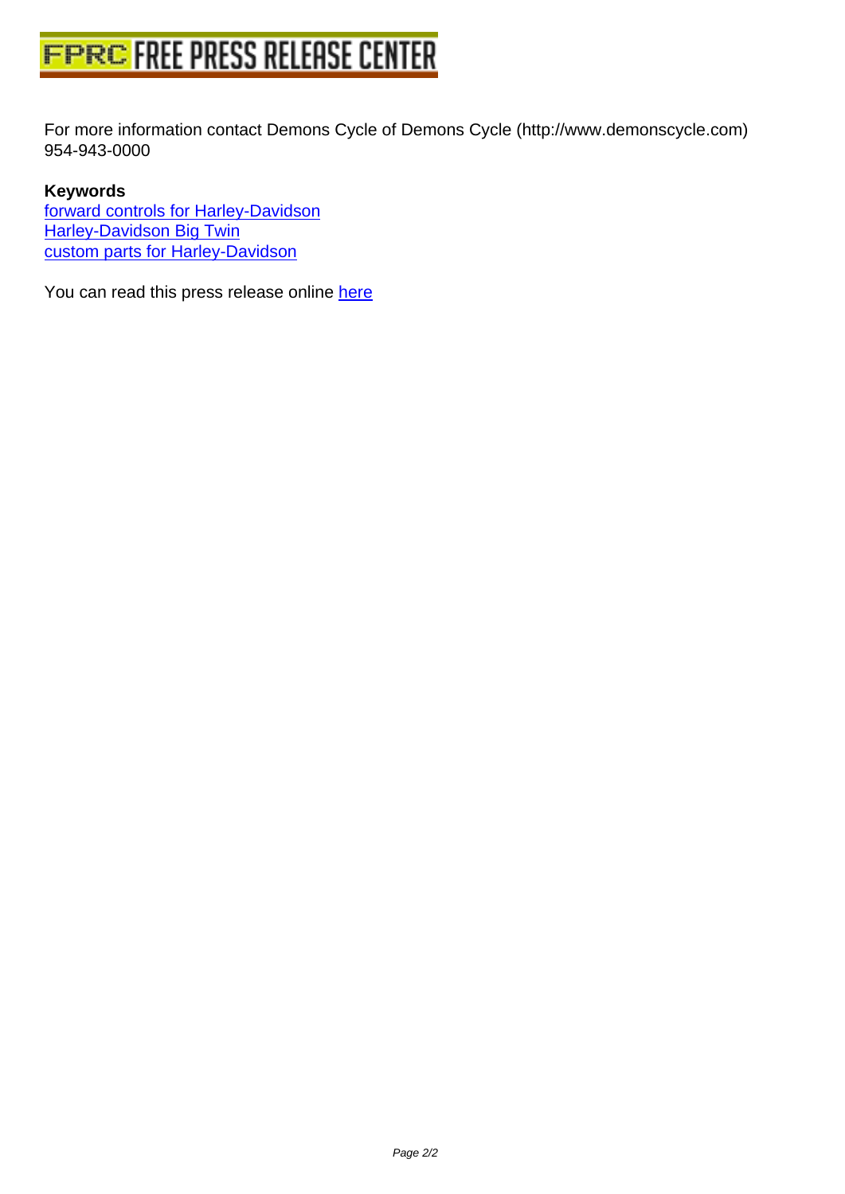For more information contact Demons Cycle of Demons Cycle (http://www.demonscycle.com)
954-943-0000

**Keywords**

forward controls for Harley-Davidson
Harley-Davidson Big Twin
custom parts for Harley-Davidson

You can read this press release online here